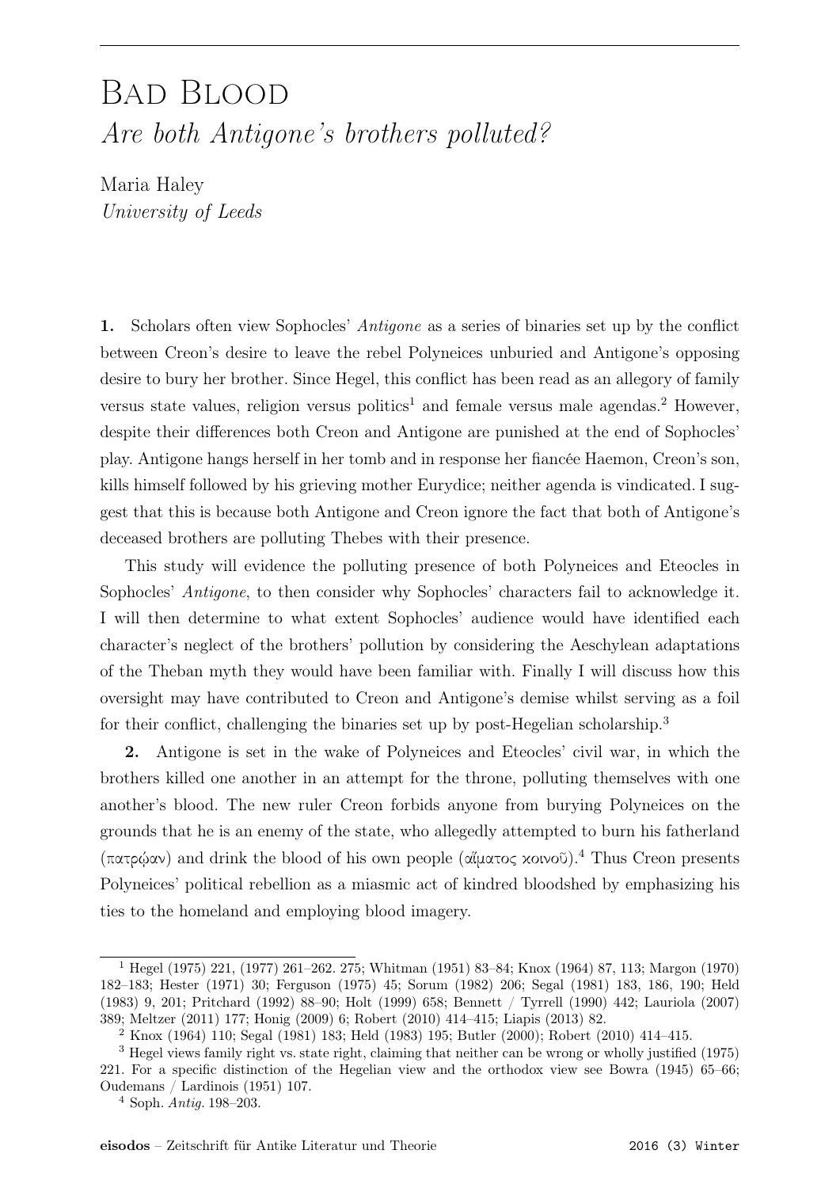# Bad Blood

## *Are both Antigone's brothers polluted?*

Maria Haley
*University of Leeds*

**1.** Scholars often view Sophocles' *Antigone* as a series of binaries set up by the conflict between Creon's desire to leave the rebel Polyneices unburied and Antigone's opposing desire to bury her brother. Since Hegel, this conflict has been read as an allegory of family versus state values, religion versus politics[1] and female versus male agendas.[2] However, despite their differences both Creon and Antigone are punished at the end of Sophocles' play. Antigone hangs herself in her tomb and in response her fiancée Haemon, Creon's son, kills himself followed by his grieving mother Eurydice; neither agenda is vindicated. I suggest that this is because both Antigone and Creon ignore the fact that both of Antigone's deceased brothers are polluting Thebes with their presence.

This study will evidence the polluting presence of both Polyneices and Eteocles in Sophocles' *Antigone*, to then consider why Sophocles' characters fail to acknowledge it. I will then determine to what extent Sophocles' audience would have identified each character's neglect of the brothers' pollution by considering the Aeschylean adaptations of the Theban myth they would have been familiar with. Finally I will discuss how this oversight may have contributed to Creon and Antigone's demise whilst serving as a foil for their conflict, challenging the binaries set up by post-Hegelian scholarship.[3]

**2.** Antigone is set in the wake of Polyneices and Eteocles' civil war, in which the brothers killed one another in an attempt for the throne, polluting themselves with one another's blood. The new ruler Creon forbids anyone from burying Polyneices on the grounds that he is an enemy of the state, who allegedly attempted to burn his fatherland (πατρῴαν) and drink the blood of his own people (αἵματος κοινοῦ).[4] Thus Creon presents Polyneices' political rebellion as a miasmic act of kindred bloodshed by emphasizing his ties to the homeland and employing blood imagery.

---

[1] Hegel (1975) 221, (1977) 261–262. 275; Whitman (1951) 83–84; Knox (1964) 87, 113; Margon (1970) 182–183; Hester (1971) 30; Ferguson (1975) 45; Sorum (1982) 206; Segal (1981) 183, 186, 190; Held (1983) 9, 201; Pritchard (1992) 88–90; Holt (1999) 658; Bennett / Tyrrell (1990) 442; Lauriola (2007) 389; Meltzer (2011) 177; Honig (2009) 6; Robert (2010) 414–415; Liapis (2013) 82.

[2] Knox (1964) 110; Segal (1981) 183; Held (1983) 195; Butler (2000); Robert (2010) 414–415.

[3] Hegel views family right vs. state right, claiming that neither can be wrong or wholly justified (1975) 221. For a specific distinction of the Hegelian view and the orthodox view see Bowra (1945) 65–66; Oudemans / Lardinois (1951) 107.

[4] Soph. *Antig.* 198–203.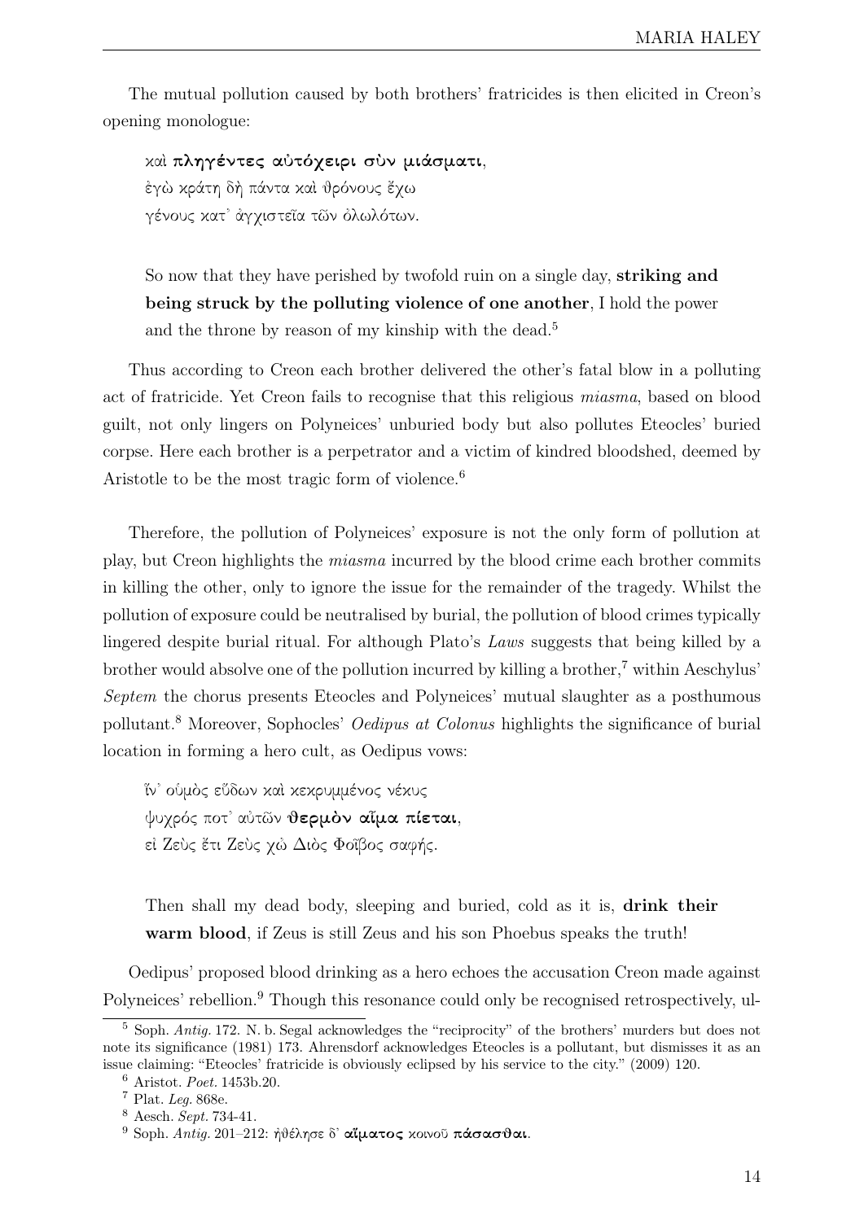The mutual pollution caused by both brothers' fratricides is then elicited in Creon's opening monologue:

> καὶ **πληγέντες αὐτόχειρι σὺν μιάσματι**,
> ἐγὼ κράτη δὴ πάντα καὶ θρόνους ἔχω
> γένους κατ᾽ ἀγχιστεῖα τῶν ὀλωλότων.

> So now that they have perished by twofold ruin on a single day, **striking and being struck by the polluting violence of one another**, I hold the power and the throne by reason of my kinship with the dead.[5]

Thus according to Creon each brother delivered the other's fatal blow in a polluting act of fratricide. Yet Creon fails to recognise that this religious *miasma*, based on blood guilt, not only lingers on Polyneices' unburied body but also pollutes Eteocles' buried corpse. Here each brother is a perpetrator and a victim of kindred bloodshed, deemed by Aristotle to be the most tragic form of violence.[6]

Therefore, the pollution of Polyneices' exposure is not the only form of pollution at play, but Creon highlights the *miasma* incurred by the blood crime each brother commits in killing the other, only to ignore the issue for the remainder of the tragedy. Whilst the pollution of exposure could be neutralised by burial, the pollution of blood crimes typically lingered despite burial ritual. For although Plato's *Laws* suggests that being killed by a brother would absolve one of the pollution incurred by killing a brother,[7] within Aeschylus' *Septem* the chorus presents Eteocles and Polyneices' mutual slaughter as a posthumous pollutant.[8] Moreover, Sophocles' *Oedipus at Colonus* highlights the significance of burial location in forming a hero cult, as Oedipus vows:

> ἵν᾽ οὑμὸς εὕδων καὶ κεκρυμμένος νέκυς
> ψυχρός ποτ᾽ αὐτῶν **θερμὸν αἷμα πίεται**,
> εἰ Ζεὺς ἔτι Ζεὺς χὠ Διὸς Φοῖβος σαφής.

> Then shall my dead body, sleeping and buried, cold as it is, **drink their warm blood**, if Zeus is still Zeus and his son Phoebus speaks the truth!

Oedipus' proposed blood drinking as a hero echoes the accusation Creon made against Polyneices' rebellion.[9] Though this resonance could only be recognised retrospectively, ul-

---

[5] Soph. *Antig.* 172. N. b. Segal acknowledges the "reciprocity" of the brothers' murders but does not note its significance (1981) 173. Ahrensdorf acknowledges Eteocles is a pollutant, but dismisses it as an issue claiming: "Eteocles' fratricide is obviously eclipsed by his service to the city." (2009) 120.

[6] Aristot. *Poet.* 1453b.20.

[7] Plat. *Leg.* 868e.

[8] Aesch. *Sept.* 734-41.

[9] Soph. *Antig.* 201–212: ἠθέλησε δ᾽ **αἵματος** κοινοῦ **πάσασθαι**.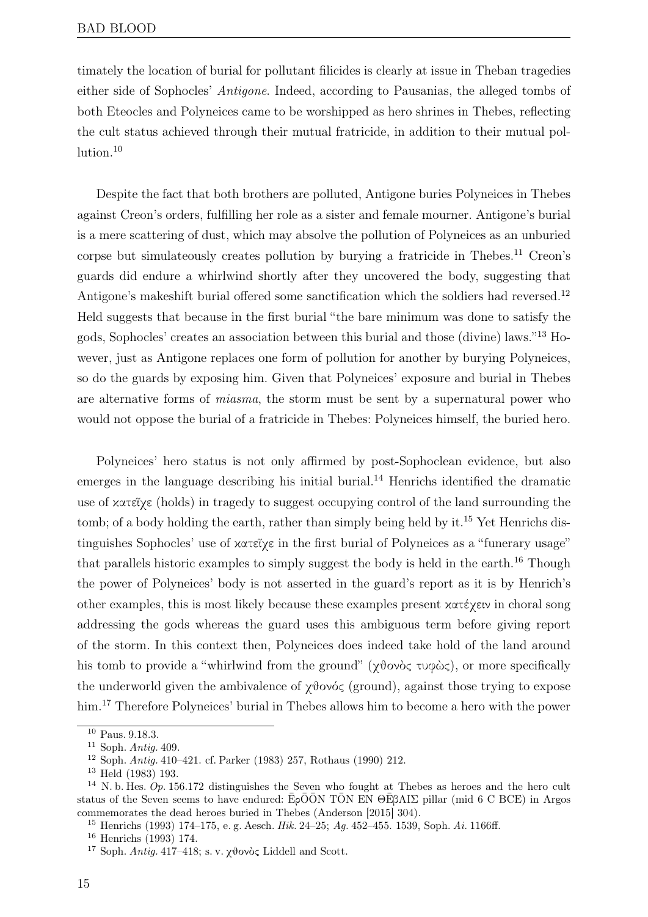timately the location of burial for pollutant filicides is clearly at issue in Theban tragedies either side of Sophocles' *Antigone*. Indeed, according to Pausanias, the alleged tombs of both Eteocles and Polyneices came to be worshipped as hero shrines in Thebes, reflecting the cult status achieved through their mutual fratricide, in addition to their mutual pollution.[10]

Despite the fact that both brothers are polluted, Antigone buries Polyneices in Thebes against Creon's orders, fulfilling her role as a sister and female mourner. Antigone's burial is a mere scattering of dust, which may absolve the pollution of Polyneices as an unburied corpse but simulateously creates pollution by burying a fratricide in Thebes.[11] Creon's guards did endure a whirlwind shortly after they uncovered the body, suggesting that Antigone's makeshift burial offered some sanctification which the soldiers had reversed.[12] Held suggests that because in the first burial "the bare minimum was done to satisfy the gods, Sophocles' creates an association between this burial and those (divine) laws."[13] However, just as Antigone replaces one form of pollution for another by burying Polyneices, so do the guards by exposing him. Given that Polyneices' exposure and burial in Thebes are alternative forms of *miasma*, the storm must be sent by a supernatural power who would not oppose the burial of a fratricide in Thebes: Polyneices himself, the buried hero.

Polyneices' hero status is not only affirmed by post-Sophoclean evidence, but also emerges in the language describing his initial burial.[14] Henrichs identified the dramatic use of κατεῖχε (holds) in tragedy to suggest occupying control of the land surrounding the tomb; of a body holding the earth, rather than simply being held by it.[15] Yet Henrichs distinguishes Sophocles' use of κατεῖχε in the first burial of Polyneices as a "funerary usage" that parallels historic examples to simply suggest the body is held in the earth.[16] Though the power of Polyneices' body is not asserted in the guard's report as it is by Henrich's other examples, this is most likely because these examples present κατέχειν in choral song addressing the gods whereas the guard uses this ambiguous term before giving report of the storm. In this context then, Polyneices does indeed take hold of the land around his tomb to provide a "whirlwind from the ground" (χθονὸς τυφὼς), or more specifically the underworld given the ambivalence of χθονός (ground), against those trying to expose him.[17] Therefore Polyneices' burial in Thebes allows him to become a hero with the power

---

[10] Paus. 9.18.3.

[11] Soph. *Antig.* 409.

[12] Soph. *Antig.* 410–421. cf. Parker (1983) 257, Rothaus (1990) 212.

[13] Held (1983) 193.

[14] N. b. Hes. *Op.* 156.172 distinguishes the Seven who fought at Thebes as heroes and the hero cult status of the Seven seems to have endured: ĒρŌŌN TŌN EN ΘĒβAIΣ pillar (mid 6 C BCE) in Argos commemorates the dead heroes buried in Thebes (Anderson [2015] 304).

[15] Henrichs (1993) 174–175, e. g. Aesch. *Hik.* 24–25; *Ag.* 452–455. 1539, Soph. *Ai.* 1166ff.

[16] Henrichs (1993) 174.

[17] Soph. *Antig.* 417–418; s. v. χθονὸς Liddell and Scott.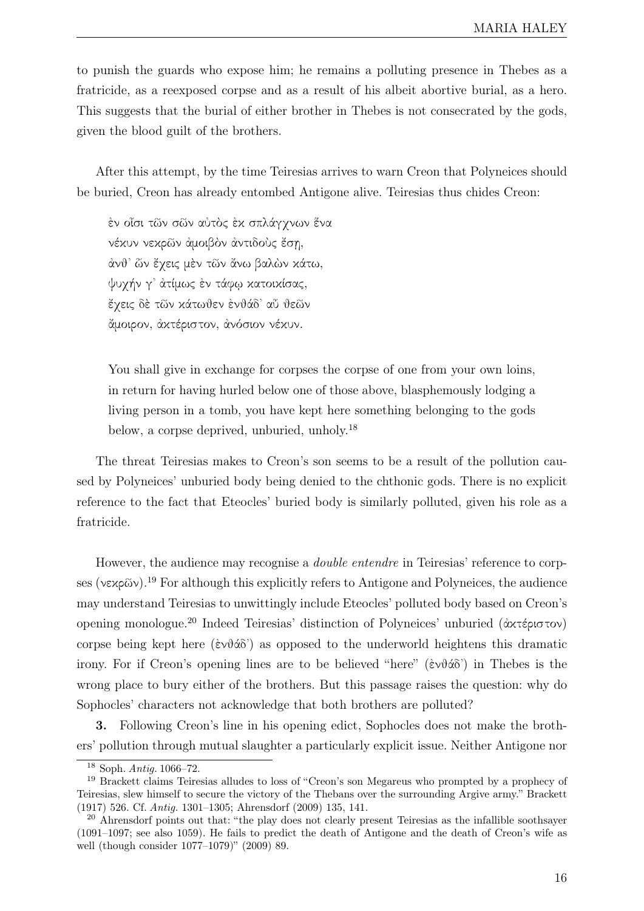to punish the guards who expose him; he remains a polluting presence in Thebes as a fratricide, as a reexposed corpse and as a result of his albeit abortive burial, as a hero. This suggests that the burial of either brother in Thebes is not consecrated by the gods, given the blood guilt of the brothers.

After this attempt, by the time Teiresias arrives to warn Creon that Polyneices should be buried, Creon has already entombed Antigone alive. Teiresias thus chides Creon:

> ἐν οἷσι τῶν σῶν αὐτὸς ἐκ σπλάγχνων ἕνα
> νέκυν νεκρῶν ἀμοιβὸν ἀντιδοὺς ἔσῃ,
> ἀνθ᾽ ὧν ἔχεις μὲν τῶν ἄνω βαλὼν κάτω,
> ψυχήν γ᾽ ἀτίμως ἐν τάφῳ κατοικίσας,
> ἔχεις δὲ τῶν κάτωθεν ἐνθάδ᾽ αὖ θεῶν
> ἄμοιρον, ἀκτέριστον, ἀνόσιον νέκυν.

> You shall give in exchange for corpses the corpse of one from your own loins, in return for having hurled below one of those above, blasphemously lodging a living person in a tomb, you have kept here something belonging to the gods below, a corpse deprived, unburied, unholy.[18]

The threat Teiresias makes to Creon's son seems to be a result of the pollution caused by Polyneices' unburied body being denied to the chthonic gods. There is no explicit reference to the fact that Eteocles' buried body is similarly polluted, given his role as a fratricide.

However, the audience may recognise a *double entendre* in Teiresias' reference to corpses (νεκρῶν).[19] For although this explicitly refers to Antigone and Polyneices, the audience may understand Teiresias to unwittingly include Eteocles' polluted body based on Creon's opening monologue.[20] Indeed Teiresias' distinction of Polyneices' unburied (ἀκτέριστον) corpse being kept here (ἐνθάδ᾽) as opposed to the underworld heightens this dramatic irony. For if Creon's opening lines are to be believed "here" (ἐνθάδ᾽) in Thebes is the wrong place to bury either of the brothers. But this passage raises the question: why do Sophocles' characters not acknowledge that both brothers are polluted?

**3.** Following Creon's line in his opening edict, Sophocles does not make the brothers' pollution through mutual slaughter a particularly explicit issue. Neither Antigone nor

---

[18] Soph. *Antig.* 1066–72.

[19] Brackett claims Teiresias alludes to loss of "Creon's son Megareus who prompted by a prophecy of Teiresias, slew himself to secure the victory of the Thebans over the surrounding Argive army." Brackett (1917) 526. Cf. *Antig.* 1301–1305; Ahrensdorf (2009) 135, 141.

[20] Ahrensdorf points out that: "the play does not clearly present Teiresias as the infallible soothsayer (1091–1097; see also 1059). He fails to predict the death of Antigone and the death of Creon's wife as well (though consider 1077–1079)" (2009) 89.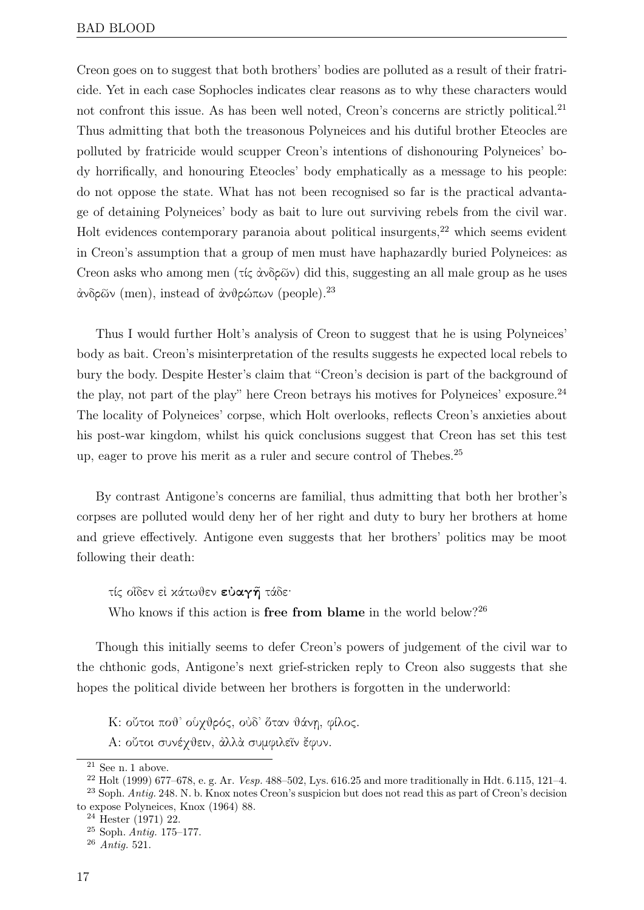Creon goes on to suggest that both brothers' bodies are polluted as a result of their fratricide. Yet in each case Sophocles indicates clear reasons as to why these characters would not confront this issue. As has been well noted, Creon's concerns are strictly political.[21] Thus admitting that both the treasonous Polyneices and his dutiful brother Eteocles are polluted by fratricide would scupper Creon's intentions of dishonouring Polyneices' body horrifically, and honouring Eteocles' body emphatically as a message to his people: do not oppose the state. What has not been recognised so far is the practical advantage of detaining Polyneices' body as bait to lure out surviving rebels from the civil war. Holt evidences contemporary paranoia about political insurgents,[22] which seems evident in Creon's assumption that a group of men must have haphazardly buried Polyneices: as Creon asks who among men (τίς ἀνδρῶν) did this, suggesting an all male group as he uses ἀνδρῶν (men), instead of ἀνθρώπων (people).[23]

Thus I would further Holt's analysis of Creon to suggest that he is using Polyneices' body as bait. Creon's misinterpretation of the results suggests he expected local rebels to bury the body. Despite Hester's claim that "Creon's decision is part of the background of the play, not part of the play" here Creon betrays his motives for Polyneices' exposure.[24] The locality of Polyneices' corpse, which Holt overlooks, reflects Creon's anxieties about his post-war kingdom, whilst his quick conclusions suggest that Creon has set this test up, eager to prove his merit as a ruler and secure control of Thebes.[25]

By contrast Antigone's concerns are familial, thus admitting that both her brother's corpses are polluted would deny her of her right and duty to bury her brothers at home and grieve effectively. Antigone even suggests that her brothers' politics may be moot following their death:

τίς οἶδεν εἰ κάτωθεν **εὐαγῆ** τάδε·

Who knows if this action is **free from blame** in the world below?[26]

Though this initially seems to defer Creon's powers of judgement of the civil war to the chthonic gods, Antigone's next grief-stricken reply to Creon also suggests that she hopes the political divide between her brothers is forgotten in the underworld:

K: οὔτοι ποθ᾽ οὑχθρός, οὐδ᾽ ὅταν θάνῃ, φίλος.

A: οὔτοι συνέχθειν, ἀλλὰ συμφιλεῖν ἔφυν.

---

[21] See n. 1 above.

[22] Holt (1999) 677–678, e. g. Ar. *Vesp.* 488–502, Lys. 616.25 and more traditionally in Hdt. 6.115, 121–4.

[23] Soph. *Antig.* 248. N. b. Knox notes Creon's suspicion but does not read this as part of Creon's decision to expose Polyneices, Knox (1964) 88.

[24] Hester (1971) 22.

[25] Soph. *Antig.* 175–177.

[26] *Antig.* 521.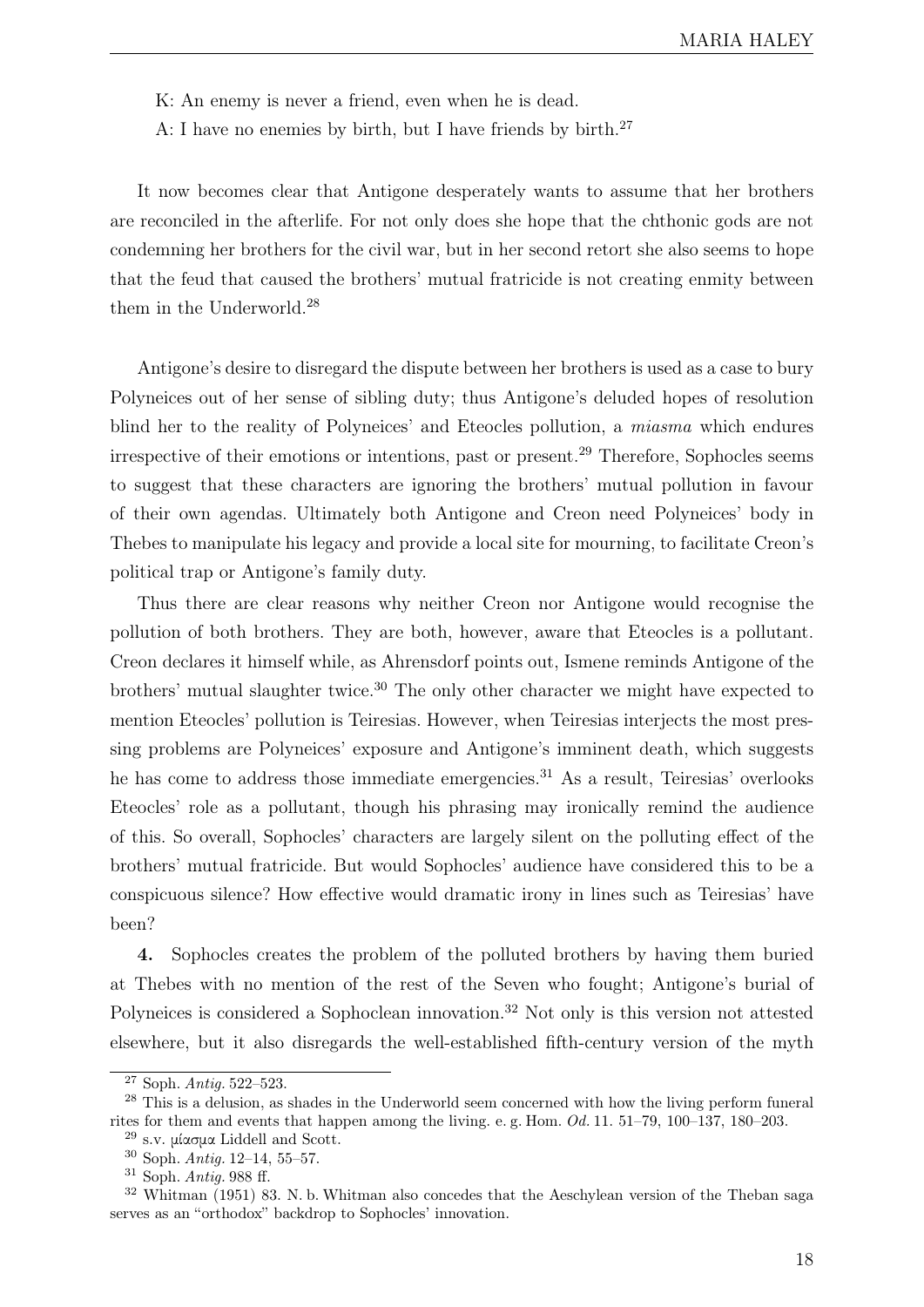K: An enemy is never a friend, even when he is dead.

A: I have no enemies by birth, but I have friends by birth.[27]

It now becomes clear that Antigone desperately wants to assume that her brothers are reconciled in the afterlife. For not only does she hope that the chthonic gods are not condemning her brothers for the civil war, but in her second retort she also seems to hope that the feud that caused the brothers' mutual fratricide is not creating enmity between them in the Underworld.[28]

Antigone's desire to disregard the dispute between her brothers is used as a case to bury Polyneices out of her sense of sibling duty; thus Antigone's deluded hopes of resolution blind her to the reality of Polyneices' and Eteocles pollution, a *miasma* which endures irrespective of their emotions or intentions, past or present.[29] Therefore, Sophocles seems to suggest that these characters are ignoring the brothers' mutual pollution in favour of their own agendas. Ultimately both Antigone and Creon need Polyneices' body in Thebes to manipulate his legacy and provide a local site for mourning, to facilitate Creon's political trap or Antigone's family duty.

Thus there are clear reasons why neither Creon nor Antigone would recognise the pollution of both brothers. They are both, however, aware that Eteocles is a pollutant. Creon declares it himself while, as Ahrensdorf points out, Ismene reminds Antigone of the brothers' mutual slaughter twice.[30] The only other character we might have expected to mention Eteocles' pollution is Teiresias. However, when Teiresias interjects the most pressing problems are Polyneices' exposure and Antigone's imminent death, which suggests he has come to address those immediate emergencies.[31] As a result, Teiresias' overlooks Eteocles' role as a pollutant, though his phrasing may ironically remind the audience of this. So overall, Sophocles' characters are largely silent on the polluting effect of the brothers' mutual fratricide. But would Sophocles' audience have considered this to be a conspicuous silence? How effective would dramatic irony in lines such as Teiresias' have been?

**4.** Sophocles creates the problem of the polluted brothers by having them buried at Thebes with no mention of the rest of the Seven who fought; Antigone's burial of Polyneices is considered a Sophoclean innovation.[32] Not only is this version not attested elsewhere, but it also disregards the well-established fifth-century version of the myth

---

[27] Soph. *Antig.* 522–523.

[28] This is a delusion, as shades in the Underworld seem concerned with how the living perform funeral rites for them and events that happen among the living. e. g. Hom. *Od.* 11. 51–79, 100–137, 180–203.

[29] s.v. μίασμα Liddell and Scott.

[30] Soph. *Antig.* 12–14, 55–57.

[31] Soph. *Antig.* 988 ff.

[32] Whitman (1951) 83. N. b. Whitman also concedes that the Aeschylean version of the Theban saga serves as an "orthodox" backdrop to Sophocles' innovation.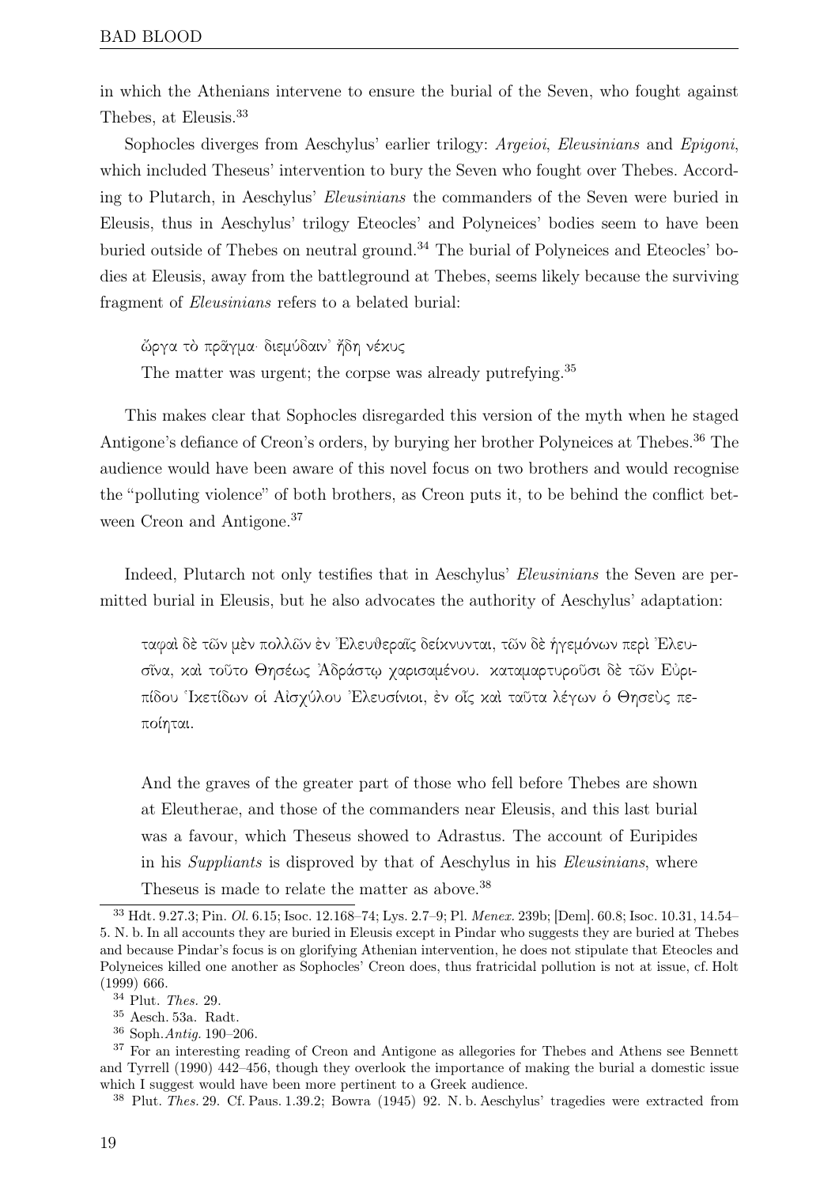in which the Athenians intervene to ensure the burial of the Seven, who fought against Thebes, at Eleusis.[33]

Sophocles diverges from Aeschylus' earlier trilogy: *Argeioi*, *Eleusinians* and *Epigoni*, which included Theseus' intervention to bury the Seven who fought over Thebes. According to Plutarch, in Aeschylus' *Eleusinians* the commanders of the Seven were buried in Eleusis, thus in Aeschylus' trilogy Eteocles' and Polyneices' bodies seem to have been buried outside of Thebes on neutral ground.[34] The burial of Polyneices and Eteocles' bodies at Eleusis, away from the battleground at Thebes, seems likely because the surviving fragment of *Eleusinians* refers to a belated burial:

> ὤργα τὸ πρᾶγμα· διεμύδαιν᾽ ἤδη νέκυς
> The matter was urgent; the corpse was already putrefying.[35]

This makes clear that Sophocles disregarded this version of the myth when he staged Antigone's defiance of Creon's orders, by burying her brother Polyneices at Thebes.[36] The audience would have been aware of this novel focus on two brothers and would recognise the "polluting violence" of both brothers, as Creon puts it, to be behind the conflict between Creon and Antigone.[37]

Indeed, Plutarch not only testifies that in Aeschylus' *Eleusinians* the Seven are permitted burial in Eleusis, but he also advocates the authority of Aeschylus' adaptation:

> ταφαὶ δὲ τῶν μὲν πολλῶν ἐν Ἐλευθεραῖς δείκνυνται, τῶν δὲ ἡγεμόνων περὶ Ἐλευσῖνα, καὶ τοῦτο Θησέως Ἀδράστῳ χαρισαμένου. καταμαρτυροῦσι δὲ τῶν Εὐριπίδου Ἱκετίδων οἱ Αἰσχύλου Ἐλευσίνιοι, ἐν οἷς καὶ ταῦτα λέγων ὁ Θησεὺς πεποίηται.
>
> And the graves of the greater part of those who fell before Thebes are shown at Eleutherae, and those of the commanders near Eleusis, and this last burial was a favour, which Theseus showed to Adrastus. The account of Euripides in his *Suppliants* is disproved by that of Aeschylus in his *Eleusinians*, where Theseus is made to relate the matter as above.[38]

---

[33] Hdt. 9.27.3; Pin. *Ol.* 6.15; Isoc. 12.168–74; Lys. 2.7–9; Pl. *Menex.* 239b; [Dem]. 60.8; Isoc. 10.31, 14.54–5. N. b. In all accounts they are buried in Eleusis except in Pindar who suggests they are buried at Thebes and because Pindar's focus is on glorifying Athenian intervention, he does not stipulate that Eteocles and Polyneices killed one another as Sophocles' Creon does, thus fratricidal pollution is not at issue, cf. Holt (1999) 666.

[34] Plut. *Thes.* 29.

[35] Aesch. 53a. Radt.

[36] Soph. *Antig.* 190–206.

[37] For an interesting reading of Creon and Antigone as allegories for Thebes and Athens see Bennett and Tyrrell (1990) 442–456, though they overlook the importance of making the burial a domestic issue which I suggest would have been more pertinent to a Greek audience.

[38] Plut. *Thes.* 29. Cf. Paus. 1.39.2; Bowra (1945) 92. N. b. Aeschylus' tragedies were extracted from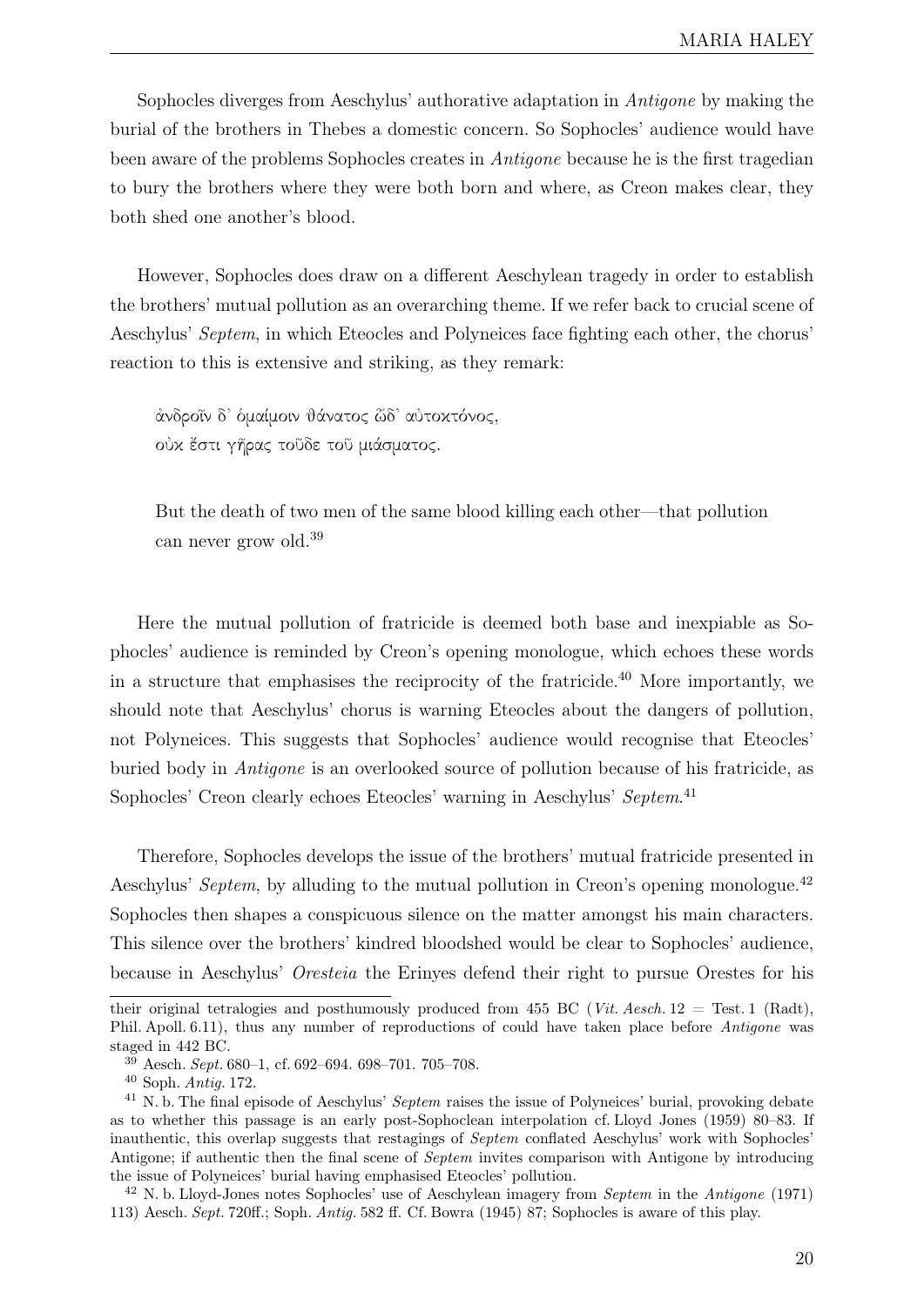Sophocles diverges from Aeschylus' authorative adaptation in *Antigone* by making the burial of the brothers in Thebes a domestic concern. So Sophocles' audience would have been aware of the problems Sophocles creates in *Antigone* because he is the first tragedian to bury the brothers where they were both born and where, as Creon makes clear, they both shed one another's blood.

However, Sophocles does draw on a different Aeschylean tragedy in order to establish the brothers' mutual pollution as an overarching theme. If we refer back to crucial scene of Aeschylus' *Septem*, in which Eteocles and Polyneices face fighting each other, the chorus' reaction to this is extensive and striking, as they remark:

> ἀνδροῖν δ᾽ ὁμαίμοιν θάνατος ὧδ᾽ αὐτοκτόνος,
> οὐκ ἔστι γῆρας τοῦδε τοῦ μιάσματος.
>
> But the death of two men of the same blood killing each other—that pollution can never grow old.[39]

Here the mutual pollution of fratricide is deemed both base and inexpiable as Sophocles' audience is reminded by Creon's opening monologue, which echoes these words in a structure that emphasises the reciprocity of the fratricide.[40] More importantly, we should note that Aeschylus' chorus is warning Eteocles about the dangers of pollution, not Polyneices. This suggests that Sophocles' audience would recognise that Eteocles' buried body in *Antigone* is an overlooked source of pollution because of his fratricide, as Sophocles' Creon clearly echoes Eteocles' warning in Aeschylus' *Septem*.[41]

Therefore, Sophocles develops the issue of the brothers' mutual fratricide presented in Aeschylus' *Septem*, by alluding to the mutual pollution in Creon's opening monologue.[42] Sophocles then shapes a conspicuous silence on the matter amongst his main characters. This silence over the brothers' kindred bloodshed would be clear to Sophocles' audience, because in Aeschylus' *Oresteia* the Erinyes defend their right to pursue Orestes for his

their original tetralogies and posthumously produced from 455 BC (*Vit. Aesch.* 12 = Test. 1 (Radt), Phil. Apoll. 6.11), thus any number of reproductions of could have taken place before *Antigone* was staged in 442 BC.

[39] Aesch. *Sept.* 680–1, cf. 692–694. 698–701. 705–708.

[40] Soph. *Antig.* 172.

[41] N. b. The final episode of Aeschylus' *Septem* raises the issue of Polyneices' burial, provoking debate as to whether this passage is an early post-Sophoclean interpolation cf. Lloyd Jones (1959) 80–83. If inauthentic, this overlap suggests that restagings of *Septem* conflated Aeschylus' work with Sophocles' Antigone; if authentic then the final scene of *Septem* invites comparison with Antigone by introducing the issue of Polyneices' burial having emphasised Eteocles' pollution.

[42] N. b. Lloyd-Jones notes Sophocles' use of Aeschylean imagery from *Septem* in the *Antigone* (1971) 113) Aesch. *Sept.* 720ff.; Soph. *Antig.* 582 ff. Cf. Bowra (1945) 87; Sophocles is aware of this play.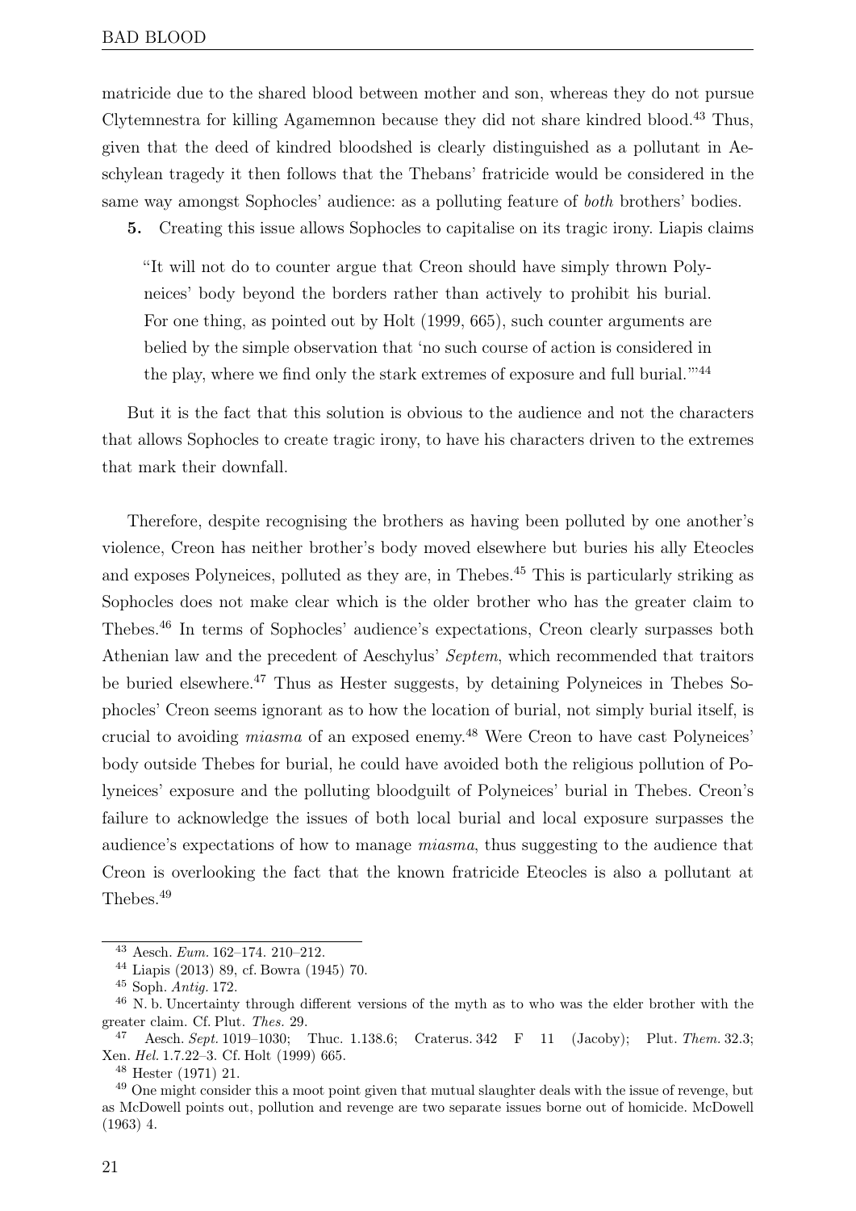matricide due to the shared blood between mother and son, whereas they do not pursue Clytemnestra for killing Agamemnon because they did not share kindred blood.[43] Thus, given that the deed of kindred bloodshed is clearly distinguished as a pollutant in Aeschylean tragedy it then follows that the Thebans' fratricide would be considered in the same way amongst Sophocles' audience: as a polluting feature of *both* brothers' bodies.

**5.** Creating this issue allows Sophocles to capitalise on its tragic irony. Liapis claims

> "It will not do to counter argue that Creon should have simply thrown Polyneices' body beyond the borders rather than actively to prohibit his burial. For one thing, as pointed out by Holt (1999, 665), such counter arguments are belied by the simple observation that 'no such course of action is considered in the play, where we find only the stark extremes of exposure and full burial.'"[44]

But it is the fact that this solution is obvious to the audience and not the characters that allows Sophocles to create tragic irony, to have his characters driven to the extremes that mark their downfall.

Therefore, despite recognising the brothers as having been polluted by one another's violence, Creon has neither brother's body moved elsewhere but buries his ally Eteocles and exposes Polyneices, polluted as they are, in Thebes.[45] This is particularly striking as Sophocles does not make clear which is the older brother who has the greater claim to Thebes.[46] In terms of Sophocles' audience's expectations, Creon clearly surpasses both Athenian law and the precedent of Aeschylus' *Septem*, which recommended that traitors be buried elsewhere.[47] Thus as Hester suggests, by detaining Polyneices in Thebes Sophocles' Creon seems ignorant as to how the location of burial, not simply burial itself, is crucial to avoiding *miasma* of an exposed enemy.[48] Were Creon to have cast Polyneices' body outside Thebes for burial, he could have avoided both the religious pollution of Polyneices' exposure and the polluting bloodguilt of Polyneices' burial in Thebes. Creon's failure to acknowledge the issues of both local burial and local exposure surpasses the audience's expectations of how to manage *miasma*, thus suggesting to the audience that Creon is overlooking the fact that the known fratricide Eteocles is also a pollutant at Thebes.[49]

---

[43] Aesch. *Eum.* 162–174. 210–212.

[44] Liapis (2013) 89, cf. Bowra (1945) 70.

[45] Soph. *Antig.* 172.

[46] N. b. Uncertainty through different versions of the myth as to who was the elder brother with the greater claim. Cf. Plut. *Thes.* 29.

[47] Aesch. *Sept.* 1019–1030; Thuc. 1.138.6; Craterus. 342 F 11 (Jacoby); Plut. *Them.* 32.3; Xen. *Hel.* 1.7.22–3. Cf. Holt (1999) 665.

[48] Hester (1971) 21.

[49] One might consider this a moot point given that mutual slaughter deals with the issue of revenge, but as McDowell points out, pollution and revenge are two separate issues borne out of homicide. McDowell (1963) 4.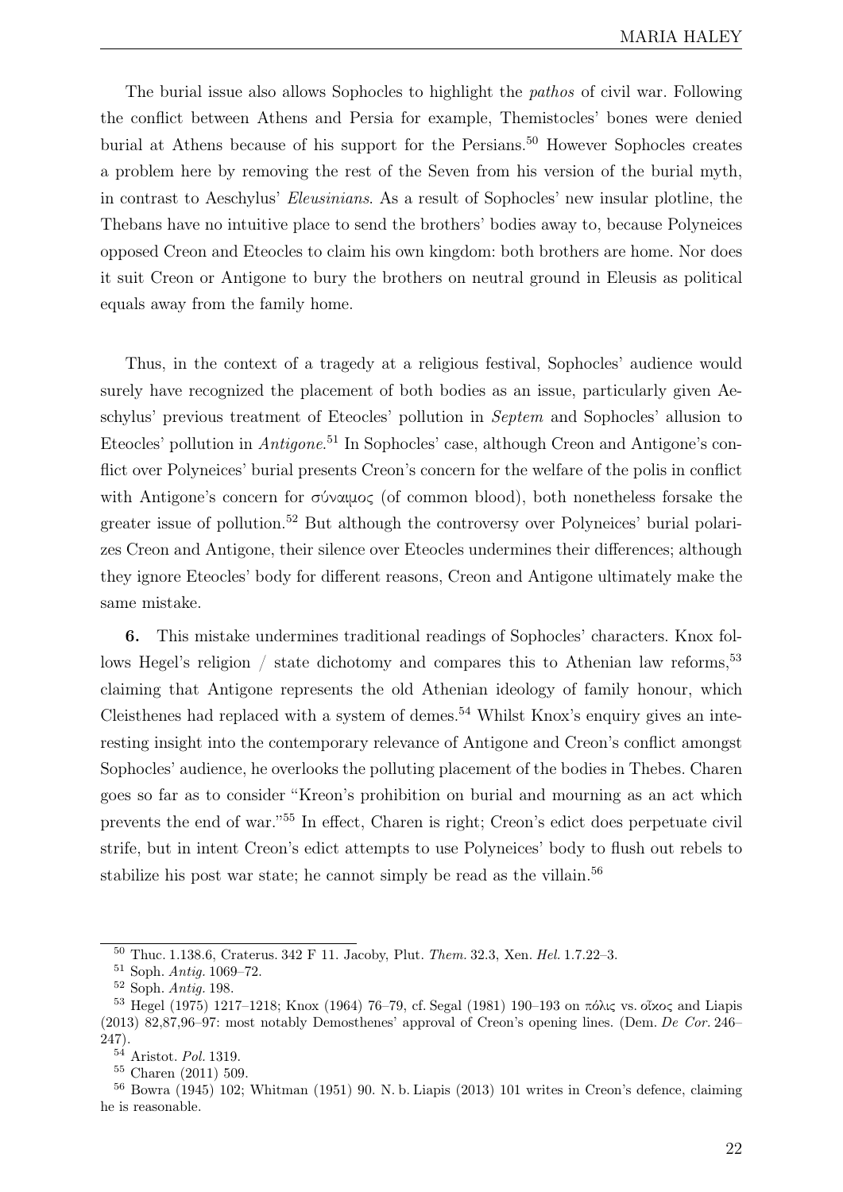The burial issue also allows Sophocles to highlight the *pathos* of civil war. Following the conflict between Athens and Persia for example, Themistocles' bones were denied burial at Athens because of his support for the Persians.[50] However Sophocles creates a problem here by removing the rest of the Seven from his version of the burial myth, in contrast to Aeschylus' *Eleusinians*. As a result of Sophocles' new insular plotline, the Thebans have no intuitive place to send the brothers' bodies away to, because Polyneices opposed Creon and Eteocles to claim his own kingdom: both brothers are home. Nor does it suit Creon or Antigone to bury the brothers on neutral ground in Eleusis as political equals away from the family home.

Thus, in the context of a tragedy at a religious festival, Sophocles' audience would surely have recognized the placement of both bodies as an issue, particularly given Aeschylus' previous treatment of Eteocles' pollution in *Septem* and Sophocles' allusion to Eteocles' pollution in *Antigone*.[51] In Sophocles' case, although Creon and Antigone's conflict over Polyneices' burial presents Creon's concern for the welfare of the polis in conflict with Antigone's concern for σύναιμος (of common blood), both nonetheless forsake the greater issue of pollution.[52] But although the controversy over Polyneices' burial polarizes Creon and Antigone, their silence over Eteocles undermines their differences; although they ignore Eteocles' body for different reasons, Creon and Antigone ultimately make the same mistake.

**6.** This mistake undermines traditional readings of Sophocles' characters. Knox follows Hegel's religion / state dichotomy and compares this to Athenian law reforms,[53] claiming that Antigone represents the old Athenian ideology of family honour, which Cleisthenes had replaced with a system of demes.[54] Whilst Knox's enquiry gives an interesting insight into the contemporary relevance of Antigone and Creon's conflict amongst Sophocles' audience, he overlooks the polluting placement of the bodies in Thebes. Charen goes so far as to consider "Kreon's prohibition on burial and mourning as an act which prevents the end of war."[55] In effect, Charen is right; Creon's edict does perpetuate civil strife, but in intent Creon's edict attempts to use Polyneices' body to flush out rebels to stabilize his post war state; he cannot simply be read as the villain.[56]

---

[50] Thuc. 1.138.6, Craterus. 342 F 11. Jacoby, Plut. *Them.* 32.3, Xen. *Hel.* 1.7.22–3.

[51] Soph. *Antig.* 1069–72.

[52] Soph. *Antig.* 198.

[53] Hegel (1975) 1217–1218; Knox (1964) 76–79, cf. Segal (1981) 190–193 on πόλις vs. οἶκος and Liapis (2013) 82,87,96–97: most notably Demosthenes' approval of Creon's opening lines. (Dem. *De Cor.* 246–247).

[54] Aristot. *Pol.* 1319.

[55] Charen (2011) 509.

[56] Bowra (1945) 102; Whitman (1951) 90. N. b. Liapis (2013) 101 writes in Creon's defence, claiming he is reasonable.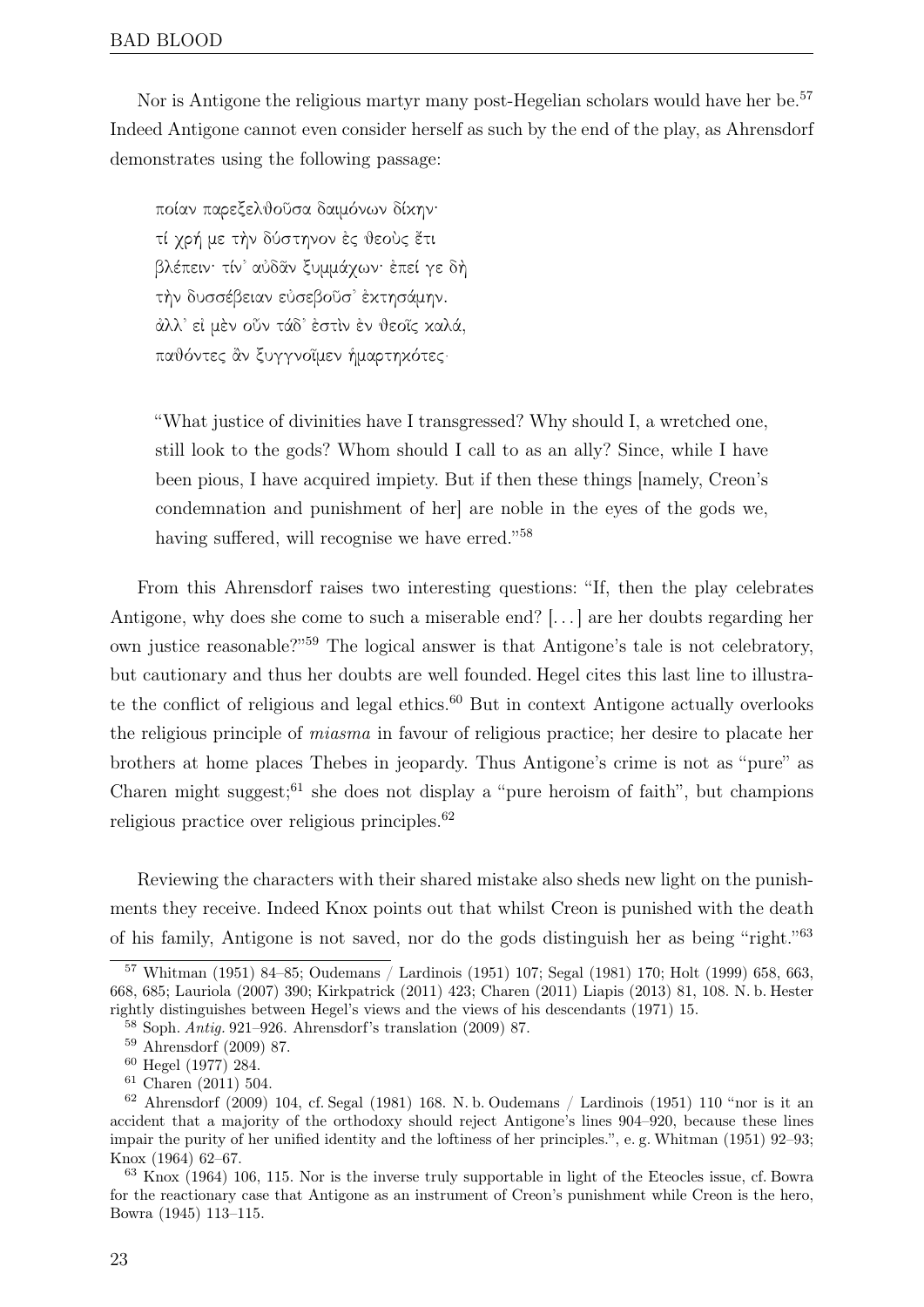Nor is Antigone the religious martyr many post-Hegelian scholars would have her be.[57] Indeed Antigone cannot even consider herself as such by the end of the play, as Ahrensdorf demonstrates using the following passage:

> ποίαν παρεξελθοῦσα δαιμόνων δίκην·
> τί χρή με τὴν δύστηνον ἐς θεοὺς ἔτι
> βλέπειν· τίν᾽ αὐδᾶν ξυμμάχων· ἐπεί γε δὴ
> τὴν δυσσέβειαν εὐσεβοῦσ᾽ ἐκτησάμην.
> ἀλλ᾽ εἰ μὲν οὖν τάδ᾽ ἐστὶν ἐν θεοῖς καλά,
> παθόντες ἂν ξυγγνοῖμεν ἡμαρτηκότες·
>
> "What justice of divinities have I transgressed? Why should I, a wretched one, still look to the gods? Whom should I call to as an ally? Since, while I have been pious, I have acquired impiety. But if then these things [namely, Creon's condemnation and punishment of her] are noble in the eyes of the gods we, having suffered, will recognise we have erred."[58]

From this Ahrensdorf raises two interesting questions: "If, then the play celebrates Antigone, why does she come to such a miserable end? [...] are her doubts regarding her own justice reasonable?"[59] The logical answer is that Antigone's tale is not celebratory, but cautionary and thus her doubts are well founded. Hegel cites this last line to illustrate the conflict of religious and legal ethics.[60] But in context Antigone actually overlooks the religious principle of *miasma* in favour of religious practice; her desire to placate her brothers at home places Thebes in jeopardy. Thus Antigone's crime is not as "pure" as Charen might suggest;[61] she does not display a "pure heroism of faith", but champions religious practice over religious principles.[62]

Reviewing the characters with their shared mistake also sheds new light on the punishments they receive. Indeed Knox points out that whilst Creon is punished with the death of his family, Antigone is not saved, nor do the gods distinguish her as being "right."[63]

---

[57] Whitman (1951) 84–85; Oudemans / Lardinois (1951) 107; Segal (1981) 170; Holt (1999) 658, 663, 668, 685; Lauriola (2007) 390; Kirkpatrick (2011) 423; Charen (2011) Liapis (2013) 81, 108. N. b. Hester rightly distinguishes between Hegel's views and the views of his descendants (1971) 15.

[58] Soph. *Antig.* 921–926. Ahrensdorf's translation (2009) 87.

[59] Ahrensdorf (2009) 87.

[60] Hegel (1977) 284.

[61] Charen (2011) 504.

[62] Ahrensdorf (2009) 104, cf. Segal (1981) 168. N. b. Oudemans / Lardinois (1951) 110 "nor is it an accident that a majority of the orthodoxy should reject Antigone's lines 904–920, because these lines impair the purity of her unified identity and the loftiness of her principles.", e. g. Whitman (1951) 92–93; Knox (1964) 62–67.

[63] Knox (1964) 106, 115. Nor is the inverse truly supportable in light of the Eteocles issue, cf. Bowra for the reactionary case that Antigone as an instrument of Creon's punishment while Creon is the hero, Bowra (1945) 113–115.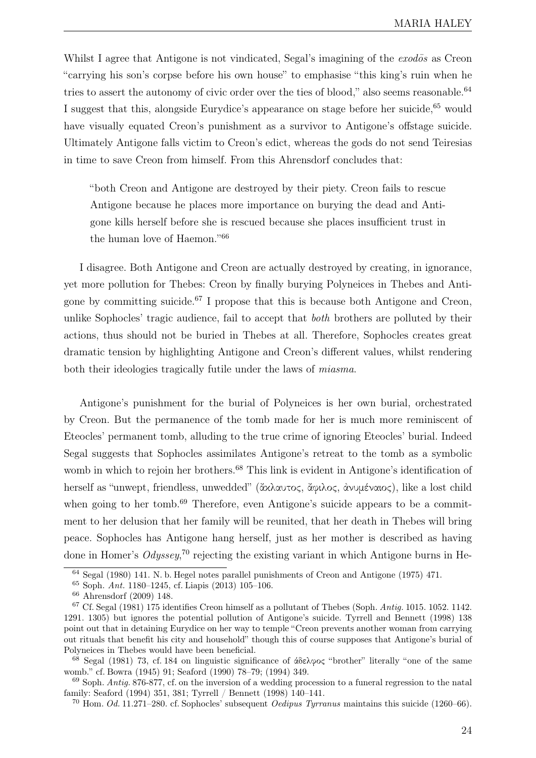Whilst I agree that Antigone is not vindicated, Segal's imagining of the *exodōs* as Creon "carrying his son's corpse before his own house" to emphasise "this king's ruin when he tries to assert the autonomy of civic order over the ties of blood," also seems reasonable.[64] I suggest that this, alongside Eurydice's appearance on stage before her suicide,[65] would have visually equated Creon's punishment as a survivor to Antigone's offstage suicide. Ultimately Antigone falls victim to Creon's edict, whereas the gods do not send Teiresias in time to save Creon from himself. From this Ahrensdorf concludes that:

> "both Creon and Antigone are destroyed by their piety. Creon fails to rescue Antigone because he places more importance on burying the dead and Antigone kills herself before she is rescued because she places insufficient trust in the human love of Haemon."[66]

I disagree. Both Antigone and Creon are actually destroyed by creating, in ignorance, yet more pollution for Thebes: Creon by finally burying Polyneices in Thebes and Antigone by committing suicide.[67] I propose that this is because both Antigone and Creon, unlike Sophocles' tragic audience, fail to accept that *both* brothers are polluted by their actions, thus should not be buried in Thebes at all. Therefore, Sophocles creates great dramatic tension by highlighting Antigone and Creon's different values, whilst rendering both their ideologies tragically futile under the laws of *miasma*.

Antigone's punishment for the burial of Polyneices is her own burial, orchestrated by Creon. But the permanence of the tomb made for her is much more reminiscent of Eteocles' permanent tomb, alluding to the true crime of ignoring Eteocles' burial. Indeed Segal suggests that Sophocles assimilates Antigone's retreat to the tomb as a symbolic womb in which to rejoin her brothers.[68] This link is evident in Antigone's identification of herself as "unwept, friendless, unwedded" (ἄκλαυτος, ἄφιλος, ἀνυμέναιος), like a lost child when going to her tomb.[69] Therefore, even Antigone's suicide appears to be a commitment to her delusion that her family will be reunited, that her death in Thebes will bring peace. Sophocles has Antigone hang herself, just as her mother is described as having done in Homer's *Odyssey*,[70] rejecting the existing variant in which Antigone burns in He-

---

[64] Segal (1980) 141. N. b. Hegel notes parallel punishments of Creon and Antigone (1975) 471.

[65] Soph. *Ant.* 1180–1245, cf. Liapis (2013) 105–106.

[66] Ahrensdorf (2009) 148.

[67] Cf. Segal (1981) 175 identifies Creon himself as a pollutant of Thebes (Soph. *Antig.* 1015. 1052. 1142. 1291. 1305) but ignores the potential pollution of Antigone's suicide. Tyrrell and Bennett (1998) 138 point out that in detaining Eurydice on her way to temple "Creon prevents another woman from carrying out rituals that benefit his city and household" though this of course supposes that Antigone's burial of Polyneices in Thebes would have been beneficial.

[68] Segal (1981) 73, cf. 184 on linguistic significance of ἀδελφος "brother" literally "one of the same womb." cf. Bowra (1945) 91; Seaford (1990) 78–79; (1994) 349.

[69] Soph. *Antig.* 876-877, cf. on the inversion of a wedding procession to a funeral regression to the natal family: Seaford (1994) 351, 381; Tyrrell / Bennett (1998) 140–141.

[70] Hom. *Od.* 11.271–280. cf. Sophocles' subsequent *Oedipus Tyrranus* maintains this suicide (1260–66).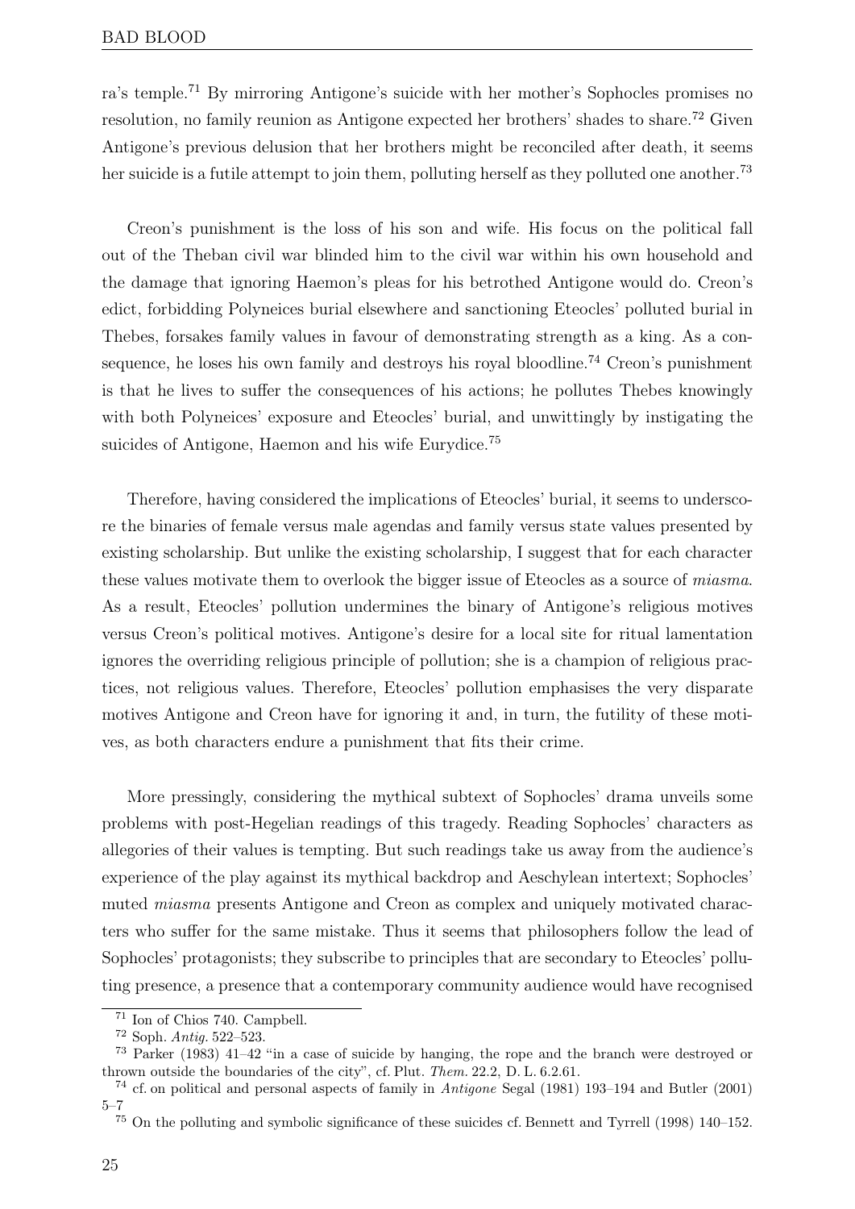ra's temple.[71] By mirroring Antigone's suicide with her mother's Sophocles promises no resolution, no family reunion as Antigone expected her brothers' shades to share.[72] Given Antigone's previous delusion that her brothers might be reconciled after death, it seems her suicide is a futile attempt to join them, polluting herself as they polluted one another.[73]

Creon's punishment is the loss of his son and wife. His focus on the political fall out of the Theban civil war blinded him to the civil war within his own household and the damage that ignoring Haemon's pleas for his betrothed Antigone would do. Creon's edict, forbidding Polyneices burial elsewhere and sanctioning Eteocles' polluted burial in Thebes, forsakes family values in favour of demonstrating strength as a king. As a consequence, he loses his own family and destroys his royal bloodline.[74] Creon's punishment is that he lives to suffer the consequences of his actions; he pollutes Thebes knowingly with both Polyneices' exposure and Eteocles' burial, and unwittingly by instigating the suicides of Antigone, Haemon and his wife Eurydice.[75]

Therefore, having considered the implications of Eteocles' burial, it seems to underscore the binaries of female versus male agendas and family versus state values presented by existing scholarship. But unlike the existing scholarship, I suggest that for each character these values motivate them to overlook the bigger issue of Eteocles as a source of *miasma*. As a result, Eteocles' pollution undermines the binary of Antigone's religious motives versus Creon's political motives. Antigone's desire for a local site for ritual lamentation ignores the overriding religious principle of pollution; she is a champion of religious practices, not religious values. Therefore, Eteocles' pollution emphasises the very disparate motives Antigone and Creon have for ignoring it and, in turn, the futility of these motives, as both characters endure a punishment that fits their crime.

More pressingly, considering the mythical subtext of Sophocles' drama unveils some problems with post-Hegelian readings of this tragedy. Reading Sophocles' characters as allegories of their values is tempting. But such readings take us away from the audience's experience of the play against its mythical backdrop and Aeschylean intertext; Sophocles' muted *miasma* presents Antigone and Creon as complex and uniquely motivated characters who suffer for the same mistake. Thus it seems that philosophers follow the lead of Sophocles' protagonists; they subscribe to principles that are secondary to Eteocles' polluting presence, a presence that a contemporary community audience would have recognised

[71] Ion of Chios 740. Campbell.

[72] Soph. *Antig.* 522–523.

[73] Parker (1983) 41–42 "in a case of suicide by hanging, the rope and the branch were destroyed or thrown outside the boundaries of the city", cf. Plut. *Them.* 22.2, D. L. 6.2.61.

[74] cf. on political and personal aspects of family in *Antigone* Segal (1981) 193–194 and Butler (2001) 5–7

[75] On the polluting and symbolic significance of these suicides cf. Bennett and Tyrrell (1998) 140–152.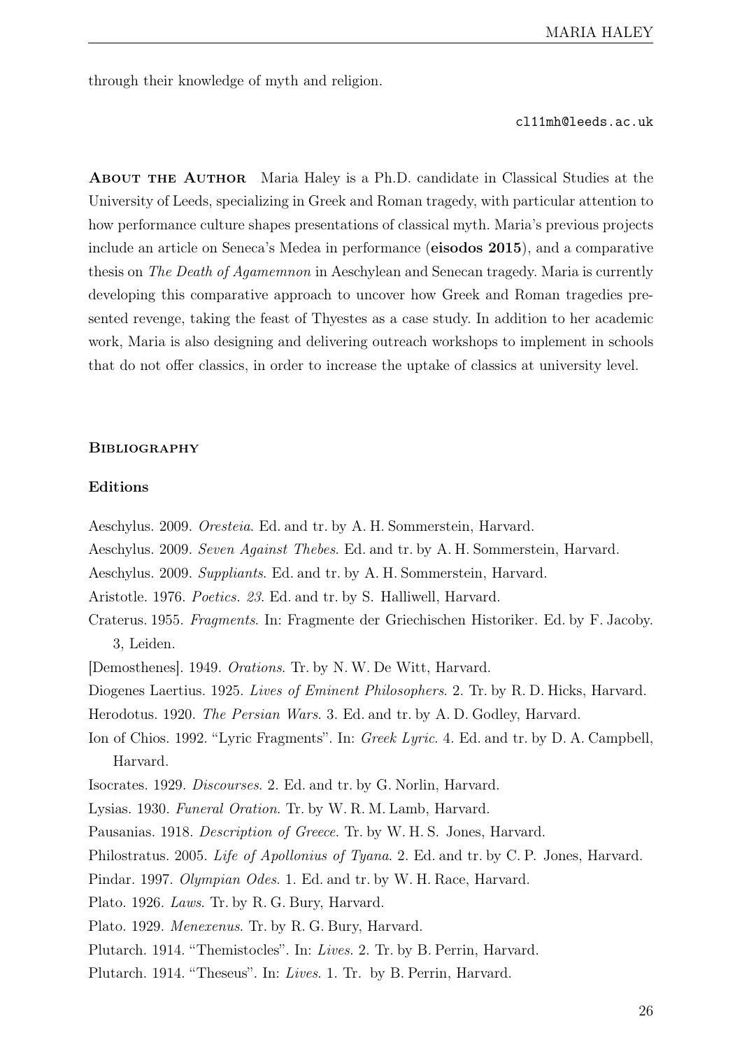through their knowledge of myth and religion.

cl11mh@leeds.ac.uk

**About the Author** Maria Haley is a Ph.D. candidate in Classical Studies at the University of Leeds, specializing in Greek and Roman tragedy, with particular attention to how performance culture shapes presentations of classical myth. Maria's previous projects include an article on Seneca's Medea in performance (**eisodos 2015**), and a comparative thesis on *The Death of Agamemnon* in Aeschylean and Senecan tragedy. Maria is currently developing this comparative approach to uncover how Greek and Roman tragedies presented revenge, taking the feast of Thyestes as a case study. In addition to her academic work, Maria is also designing and delivering outreach workshops to implement in schools that do not offer classics, in order to increase the uptake of classics at university level.

## Bibliography

### Editions

Aeschylus. 2009. *Oresteia*. Ed. and tr. by A. H. Sommerstein, Harvard.

Aeschylus. 2009. *Seven Against Thebes*. Ed. and tr. by A. H. Sommerstein, Harvard.

Aeschylus. 2009. *Suppliants*. Ed. and tr. by A. H. Sommerstein, Harvard.

Aristotle. 1976. *Poetics. 23*. Ed. and tr. by S. Halliwell, Harvard.

Craterus. 1955. *Fragments*. In: Fragmente der Griechischen Historiker. Ed. by F. Jacoby. 3, Leiden.

[Demosthenes]. 1949. *Orations*. Tr. by N. W. De Witt, Harvard.

Diogenes Laertius. 1925. *Lives of Eminent Philosophers*. 2. Tr. by R. D. Hicks, Harvard.

Herodotus. 1920. *The Persian Wars*. 3. Ed. and tr. by A. D. Godley, Harvard.

Ion of Chios. 1992. "Lyric Fragments". In: *Greek Lyric*. 4. Ed. and tr. by D. A. Campbell, Harvard.

Isocrates. 1929. *Discourses*. 2. Ed. and tr. by G. Norlin, Harvard.

Lysias. 1930. *Funeral Oration*. Tr. by W. R. M. Lamb, Harvard.

Pausanias. 1918. *Description of Greece*. Tr. by W. H. S. Jones, Harvard.

Philostratus. 2005. *Life of Apollonius of Tyana*. 2. Ed. and tr. by C. P. Jones, Harvard.

Pindar. 1997. *Olympian Odes*. 1. Ed. and tr. by W. H. Race, Harvard.

Plato. 1926. *Laws*. Tr. by R. G. Bury, Harvard.

Plato. 1929. *Menexenus*. Tr. by R. G. Bury, Harvard.

Plutarch. 1914. "Themistocles". In: *Lives*. 2. Tr. by B. Perrin, Harvard.

Plutarch. 1914. "Theseus". In: *Lives*. 1. Tr. by B. Perrin, Harvard.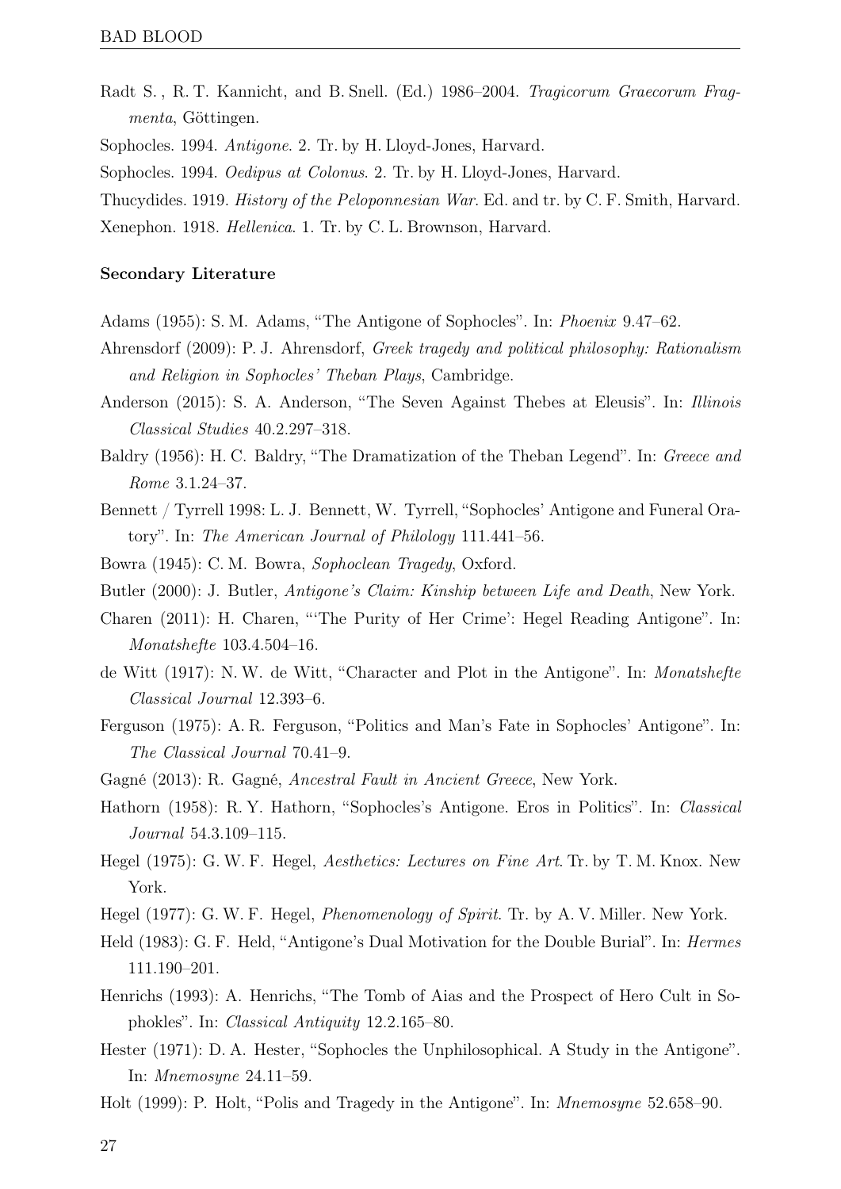Radt S. , R. T. Kannicht, and B. Snell. (Ed.) 1986–2004. *Tragicorum Graecorum Fragmenta*, Göttingen.

Sophocles. 1994. *Antigone*. 2. Tr. by H. Lloyd-Jones, Harvard.

Sophocles. 1994. *Oedipus at Colonus*. 2. Tr. by H. Lloyd-Jones, Harvard.

Thucydides. 1919. *History of the Peloponnesian War*. Ed. and tr. by C. F. Smith, Harvard.

Xenephon. 1918. *Hellenica*. 1. Tr. by C. L. Brownson, Harvard.

**Secondary Literature**

Adams (1955): S. M. Adams, "The Antigone of Sophocles". In: *Phoenix* 9.47–62.

Ahrensdorf (2009): P. J. Ahrensdorf, *Greek tragedy and political philosophy: Rationalism and Religion in Sophocles' Theban Plays*, Cambridge.

Anderson (2015): S. A. Anderson, "The Seven Against Thebes at Eleusis". In: *Illinois Classical Studies* 40.2.297–318.

Baldry (1956): H. C. Baldry, "The Dramatization of the Theban Legend". In: *Greece and Rome* 3.1.24–37.

Bennett / Tyrrell 1998: L. J. Bennett, W. Tyrrell, "Sophocles' Antigone and Funeral Oratory". In: *The American Journal of Philology* 111.441–56.

Bowra (1945): C. M. Bowra, *Sophoclean Tragedy*, Oxford.

Butler (2000): J. Butler, *Antigone's Claim: Kinship between Life and Death*, New York.

Charen (2011): H. Charen, "'The Purity of Her Crime': Hegel Reading Antigone". In: *Monatshefte* 103.4.504–16.

de Witt (1917): N. W. de Witt, "Character and Plot in the Antigone". In: *Monatshefte Classical Journal* 12.393–6.

Ferguson (1975): A. R. Ferguson, "Politics and Man's Fate in Sophocles' Antigone". In: *The Classical Journal* 70.41–9.

Gagné (2013): R. Gagné, *Ancestral Fault in Ancient Greece*, New York.

Hathorn (1958): R. Y. Hathorn, "Sophocles's Antigone. Eros in Politics". In: *Classical Journal* 54.3.109–115.

Hegel (1975): G. W. F. Hegel, *Aesthetics: Lectures on Fine Art*. Tr. by T. M. Knox. New York.

Hegel (1977): G. W. F. Hegel, *Phenomenology of Spirit*. Tr. by A. V. Miller. New York.

Held (1983): G. F. Held, "Antigone's Dual Motivation for the Double Burial". In: *Hermes* 111.190–201.

Henrichs (1993): A. Henrichs, "The Tomb of Aias and the Prospect of Hero Cult in Sophokles". In: *Classical Antiquity* 12.2.165–80.

Hester (1971): D. A. Hester, "Sophocles the Unphilosophical. A Study in the Antigone". In: *Mnemosyne* 24.11–59.

Holt (1999): P. Holt, "Polis and Tragedy in the Antigone". In: *Mnemosyne* 52.658–90.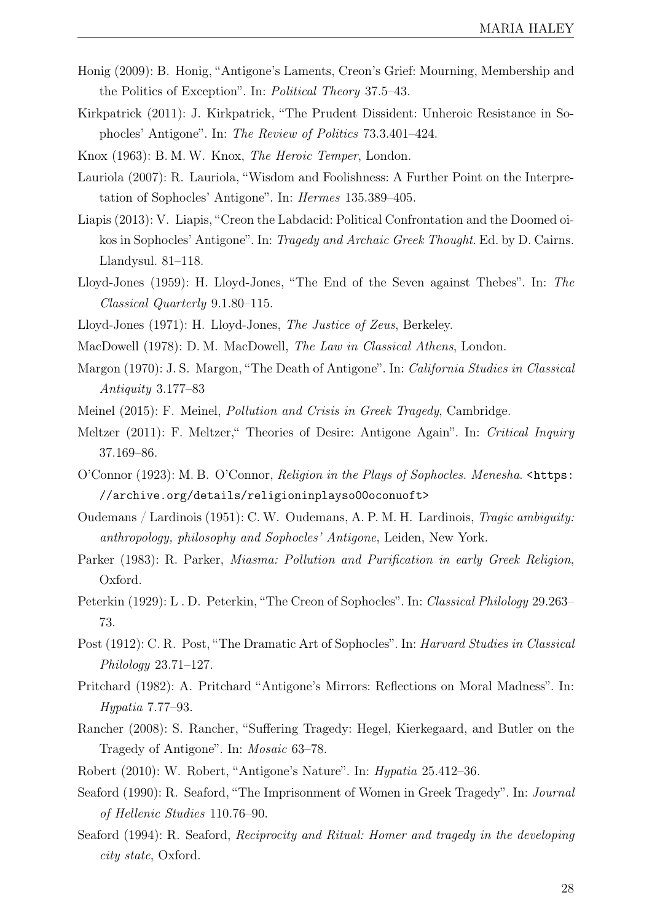Honig (2009): B. Honig, "Antigone's Laments, Creon's Grief: Mourning, Membership and the Politics of Exception". In: *Political Theory* 37.5–43.

Kirkpatrick (2011): J. Kirkpatrick, "The Prudent Dissident: Unheroic Resistance in Sophocles' Antigone". In: *The Review of Politics* 73.3.401–424.

Knox (1963): B. M. W. Knox, *The Heroic Temper*, London.

Lauriola (2007): R. Lauriola, "Wisdom and Foolishness: A Further Point on the Interpretation of Sophocles' Antigone". In: *Hermes* 135.389–405.

Liapis (2013): V. Liapis, "Creon the Labdacid: Political Confrontation and the Doomed oikos in Sophocles' Antigone". In: *Tragedy and Archaic Greek Thought*. Ed. by D. Cairns. Llandysul. 81–118.

Lloyd-Jones (1959): H. Lloyd-Jones, "The End of the Seven against Thebes". In: *The Classical Quarterly* 9.1.80–115.

Lloyd-Jones (1971): H. Lloyd-Jones, *The Justice of Zeus*, Berkeley.

MacDowell (1978): D. M. MacDowell, *The Law in Classical Athens*, London.

Margon (1970): J. S. Margon, "The Death of Antigone". In: *California Studies in Classical Antiquity* 3.177–83

Meinel (2015): F. Meinel, *Pollution and Crisis in Greek Tragedy*, Cambridge.

Meltzer (2011): F. Meltzer," Theories of Desire: Antigone Again". In: *Critical Inquiry* 37.169–86.

O'Connor (1923): M. B. O'Connor, *Religion in the Plays of Sophocles. Menesha*. <https://archive.org/details/religioninplayso00oconuoft>

Oudemans / Lardinois (1951): C. W. Oudemans, A. P. M. H. Lardinois, *Tragic ambiguity: anthropology, philosophy and Sophocles' Antigone*, Leiden, New York.

Parker (1983): R. Parker, *Miasma: Pollution and Purification in early Greek Religion*, Oxford.

Peterkin (1929): L . D. Peterkin, "The Creon of Sophocles". In: *Classical Philology* 29.263–73.

Post (1912): C. R. Post, "The Dramatic Art of Sophocles". In: *Harvard Studies in Classical Philology* 23.71–127.

Pritchard (1982): A. Pritchard "Antigone's Mirrors: Reflections on Moral Madness". In: *Hypatia* 7.77–93.

Rancher (2008): S. Rancher, "Suffering Tragedy: Hegel, Kierkegaard, and Butler on the Tragedy of Antigone". In: *Mosaic* 63–78.

Robert (2010): W. Robert, "Antigone's Nature". In: *Hypatia* 25.412–36.

Seaford (1990): R. Seaford, "The Imprisonment of Women in Greek Tragedy". In: *Journal of Hellenic Studies* 110.76–90.

Seaford (1994): R. Seaford, *Reciprocity and Ritual: Homer and tragedy in the developing city state*, Oxford.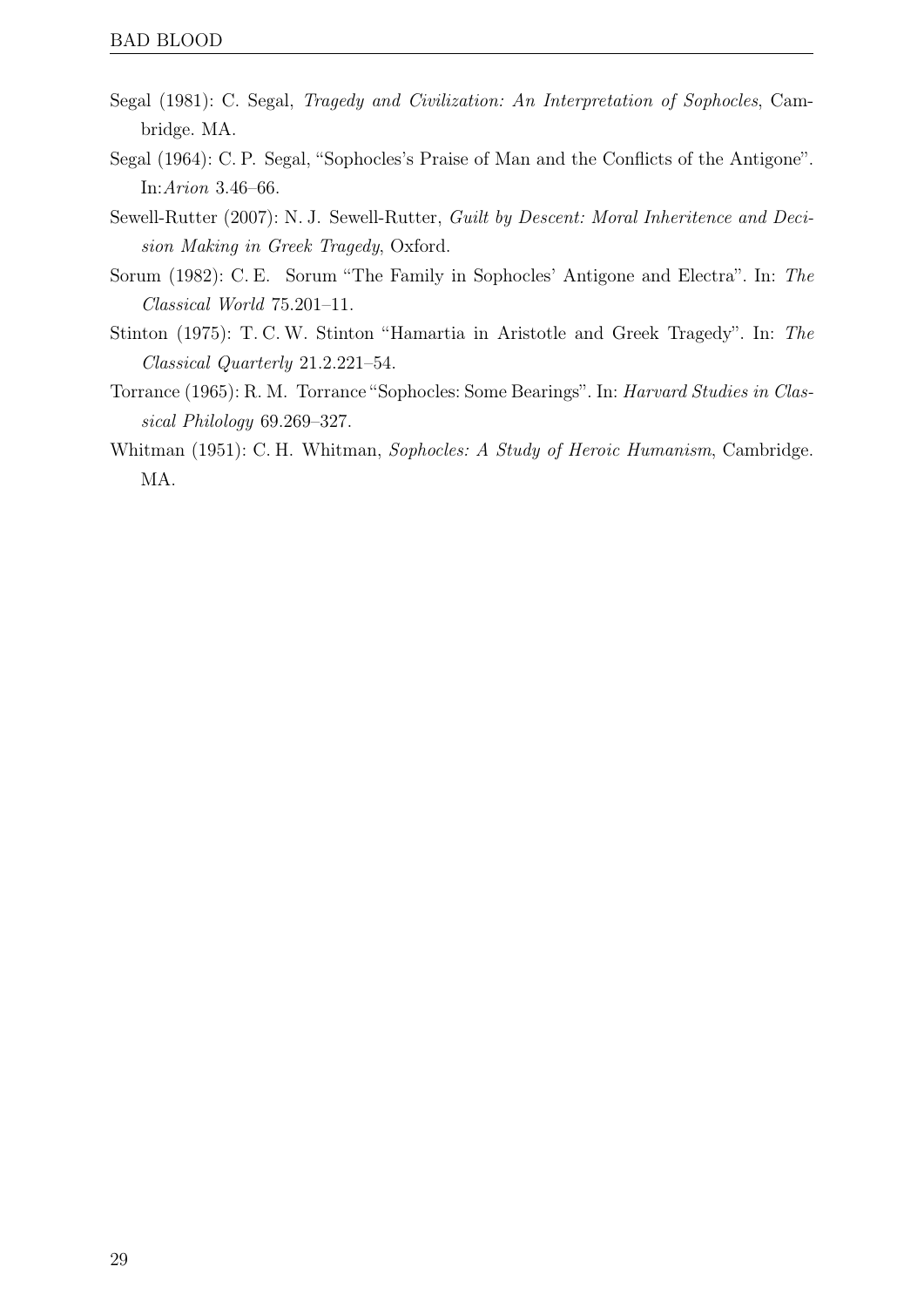Segal (1981): C. Segal, *Tragedy and Civilization: An Interpretation of Sophocles*, Cambridge. MA.

Segal (1964): C. P. Segal, "Sophocles's Praise of Man and the Conflicts of the Antigone". In:*Arion* 3.46–66.

Sewell-Rutter (2007): N. J. Sewell-Rutter, *Guilt by Descent: Moral Inheritence and Decision Making in Greek Tragedy*, Oxford.

Sorum (1982): C. E. Sorum "The Family in Sophocles' Antigone and Electra". In: *The Classical World* 75.201–11.

Stinton (1975): T. C. W. Stinton "Hamartia in Aristotle and Greek Tragedy". In: *The Classical Quarterly* 21.2.221–54.

Torrance (1965): R. M. Torrance "Sophocles: Some Bearings". In: *Harvard Studies in Classical Philology* 69.269–327.

Whitman (1951): C. H. Whitman, *Sophocles: A Study of Heroic Humanism*, Cambridge. MA.